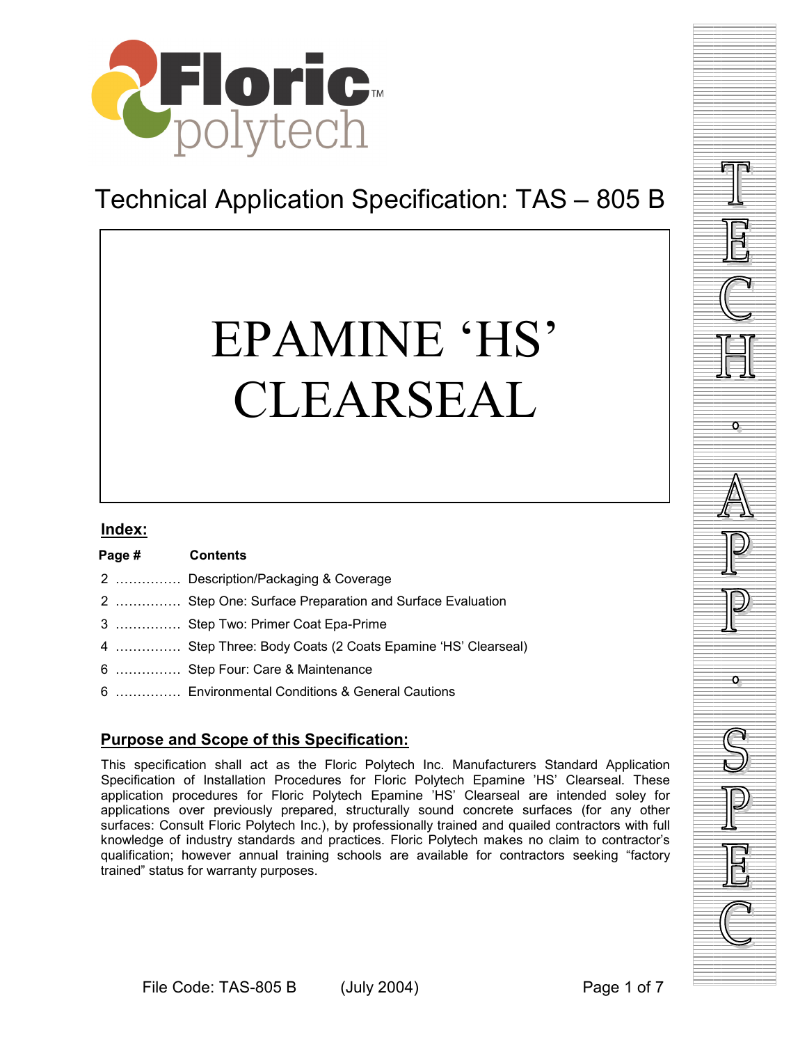Floric polytech™

# Technical Application Specification: TAS – 805 B

# EPAMINE 'HS' CLEARSEAL

## Index:

| Page # | Contents |
|---|---|
| 2 …………… | Description/Packaging & Coverage |
| 2 …………… | Step One: Surface Preparation and Surface Evaluation |
| 3 …………… | Step Two: Primer Coat Epa-Prime |
| 4 …………… | Step Three: Body Coats (2 Coats Epamine 'HS' Clearseal) |
| 6 …………… | Step Four: Care & Maintenance |
| 6 …………… | Environmental Conditions & General Cautions |

## Purpose and Scope of this Specification:

This specification shall act as the Floric Polytech Inc. Manufacturers Standard Application Specification of Installation Procedures for Floric Polytech Epamine 'HS' Clearseal. These application procedures for Floric Polytech Epamine 'HS' Clearseal are intended soley for applications over previously prepared, structurally sound concrete surfaces (for any other surfaces: Consult Floric Polytech Inc.), by professionally trained and quailed contractors with full knowledge of industry standards and practices. Floric Polytech makes no claim to contractor's qualification; however annual training schools are available for contractors seeking "factory trained" status for warranty purposes.

TECH. APP. SPEC

File Code: TAS-805 B (July 2004)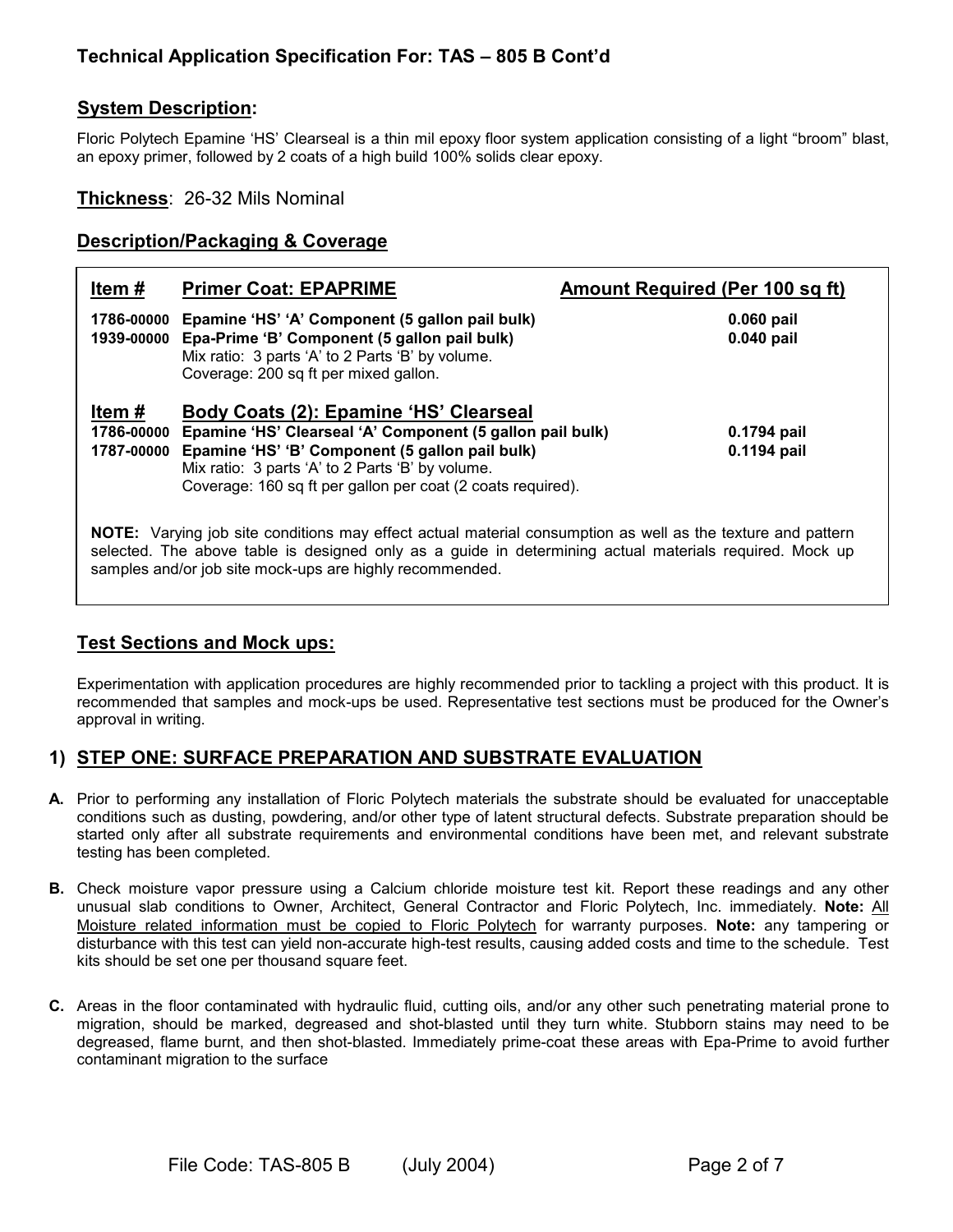## Technical Application Specification For: TAS – 805 B Cont'd

### System Description:

Floric Polytech Epamine 'HS' Clearseal is a thin mil epoxy floor system application consisting of a light "broom" blast, an epoxy primer, followed by 2 coats of a high build 100% solids clear epoxy.

**Thickness**: 26-32 Mils Nominal

### Description/Packaging & Coverage

| Item # | Primer Coat: EPAPRIME | Amount Required (Per 100 sq ft) |
|---|---|---|
| 1786-00000 | **Epamine 'HS' 'A' Component (5 gallon pail bulk)** | **0.060 pail** |
| 1939-00000 | **Epa-Prime 'B' Component (5 gallon pail bulk)** | **0.040 pail** |
| | Mix ratio: 3 parts 'A' to 2 Parts 'B' by volume. | |
| | Coverage: 200 sq ft per mixed gallon. | |
| **Item #** | **Body Coats (2): Epamine 'HS' Clearseal** | |
| 1786-00000 | **Epamine 'HS' Clearseal 'A' Component (5 gallon pail bulk)** | **0.1794 pail** |
| 1787-00000 | **Epamine 'HS' 'B' Component (5 gallon pail bulk)** | **0.1194 pail** |
| | Mix ratio: 3 parts 'A' to 2 Parts 'B' by volume. | |
| | Coverage: 160 sq ft per gallon per coat (2 coats required). | |

**NOTE:** Varying job site conditions may effect actual material consumption as well as the texture and pattern selected. The above table is designed only as a guide in determining actual materials required. Mock up samples and/or job site mock-ups are highly recommended.

### Test Sections and Mock ups:

Experimentation with application procedures are highly recommended prior to tackling a project with this product. It is recommended that samples and mock-ups be used. Representative test sections must be produced for the Owner's approval in writing.

## 1) STEP ONE: SURFACE PREPARATION AND SUBSTRATE EVALUATION

**A.** Prior to performing any installation of Floric Polytech materials the substrate should be evaluated for unacceptable conditions such as dusting, powdering, and/or other type of latent structural defects. Substrate preparation should be started only after all substrate requirements and environmental conditions have been met, and relevant substrate testing has been completed.

**B.** Check moisture vapor pressure using a Calcium chloride moisture test kit. Report these readings and any other unusual slab conditions to Owner, Architect, General Contractor and Floric Polytech, Inc. immediately. **Note:** All Moisture related information must be copied to Floric Polytech for warranty purposes. **Note:** any tampering or disturbance with this test can yield non-accurate high-test results, causing added costs and time to the schedule. Test kits should be set one per thousand square feet.

**C.** Areas in the floor contaminated with hydraulic fluid, cutting oils, and/or any other such penetrating material prone to migration, should be marked, degreased and shot-blasted until they turn white. Stubborn stains may need to be degreased, flame burnt, and then shot-blasted. Immediately prime-coat these areas with Epa-Prime to avoid further contaminant migration to the surface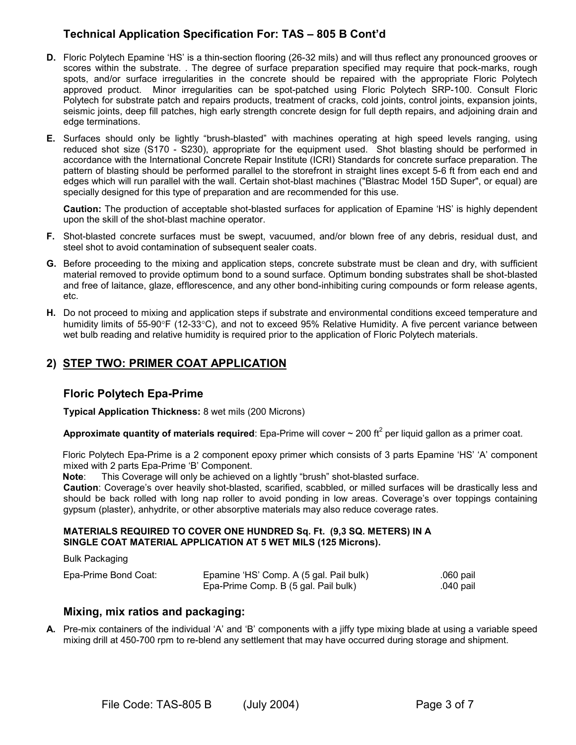## Technical Application Specification For: TAS – 805 B Cont'd

**D.** Floric Polytech Epamine 'HS' is a thin-section flooring (26-32 mils) and will thus reflect any pronounced grooves or scores within the substrate. . The degree of surface preparation specified may require that pock-marks, rough spots, and/or surface irregularities in the concrete should be repaired with the appropriate Floric Polytech approved product. Minor irregularities can be spot-patched using Floric Polytech SRP-100. Consult Floric Polytech for substrate patch and repairs products, treatment of cracks, cold joints, control joints, expansion joints, seismic joints, deep fill patches, high early strength concrete design for full depth repairs, and adjoining drain and edge terminations.

**E.** Surfaces should only be lightly "brush-blasted" with machines operating at high speed levels ranging, using reduced shot size (S170 - S230), appropriate for the equipment used. Shot blasting should be performed in accordance with the International Concrete Repair Institute (ICRI) Standards for concrete surface preparation. The pattern of blasting should be performed parallel to the storefront in straight lines except 5-6 ft from each end and edges which will run parallel with the wall. Certain shot-blast machines ("Blastrac Model 15D Super", or equal) are specially designed for this type of preparation and are recommended for this use.

**Caution:** The production of acceptable shot-blasted surfaces for application of Epamine 'HS' is highly dependent upon the skill of the shot-blast machine operator.

**F.** Shot-blasted concrete surfaces must be swept, vacuumed, and/or blown free of any debris, residual dust, and steel shot to avoid contamination of subsequent sealer coats.

**G.** Before proceeding to the mixing and application steps, concrete substrate must be clean and dry, with sufficient material removed to provide optimum bond to a sound surface. Optimum bonding substrates shall be shot-blasted and free of laitance, glaze, efflorescence, and any other bond-inhibiting curing compounds or form release agents, etc.

**H.** Do not proceed to mixing and application steps if substrate and environmental conditions exceed temperature and humidity limits of 55-90°F (12-33°C), and not to exceed 95% Relative Humidity. A five percent variance between wet bulb reading and relative humidity is required prior to the application of Floric Polytech materials.

## 2) STEP TWO: PRIMER COAT APPLICATION

### Floric Polytech Epa-Prime

**Typical Application Thickness:** 8 wet mils (200 Microns)

**Approximate quantity of materials required**: Epa-Prime will cover ~ 200 ft$^2$ per liquid gallon as a primer coat.

Floric Polytech Epa-Prime is a 2 component epoxy primer which consists of 3 parts Epamine 'HS' 'A' component mixed with 2 parts Epa-Prime 'B' Component.

**Note**: This Coverage will only be achieved on a lightly "brush" shot-blasted surface.

**Caution**: Coverage's over heavily shot-blasted, scarified, scabbled, or milled surfaces will be drastically less and should be back rolled with long nap roller to avoid ponding in low areas. Coverage's over toppings containing gypsum (plaster), anhydrite, or other absorptive materials may also reduce coverage rates.

**MATERIALS REQUIRED TO COVER ONE HUNDRED Sq. Ft. (9,3 SQ. METERS) IN A SINGLE COAT MATERIAL APPLICATION AT 5 WET MILS (125 Microns).**

Bulk Packaging

| | | |
|---|---|---|
| Epa-Prime Bond Coat: | Epamine 'HS' Comp. A (5 gal. Pail bulk) | .060 pail |
| | Epa-Prime Comp. B (5 gal. Pail bulk) | .040 pail |

### Mixing, mix ratios and packaging:

**A.** Pre-mix containers of the individual 'A' and 'B' components with a jiffy type mixing blade at using a variable speed mixing drill at 450-700 rpm to re-blend any settlement that may have occurred during storage and shipment.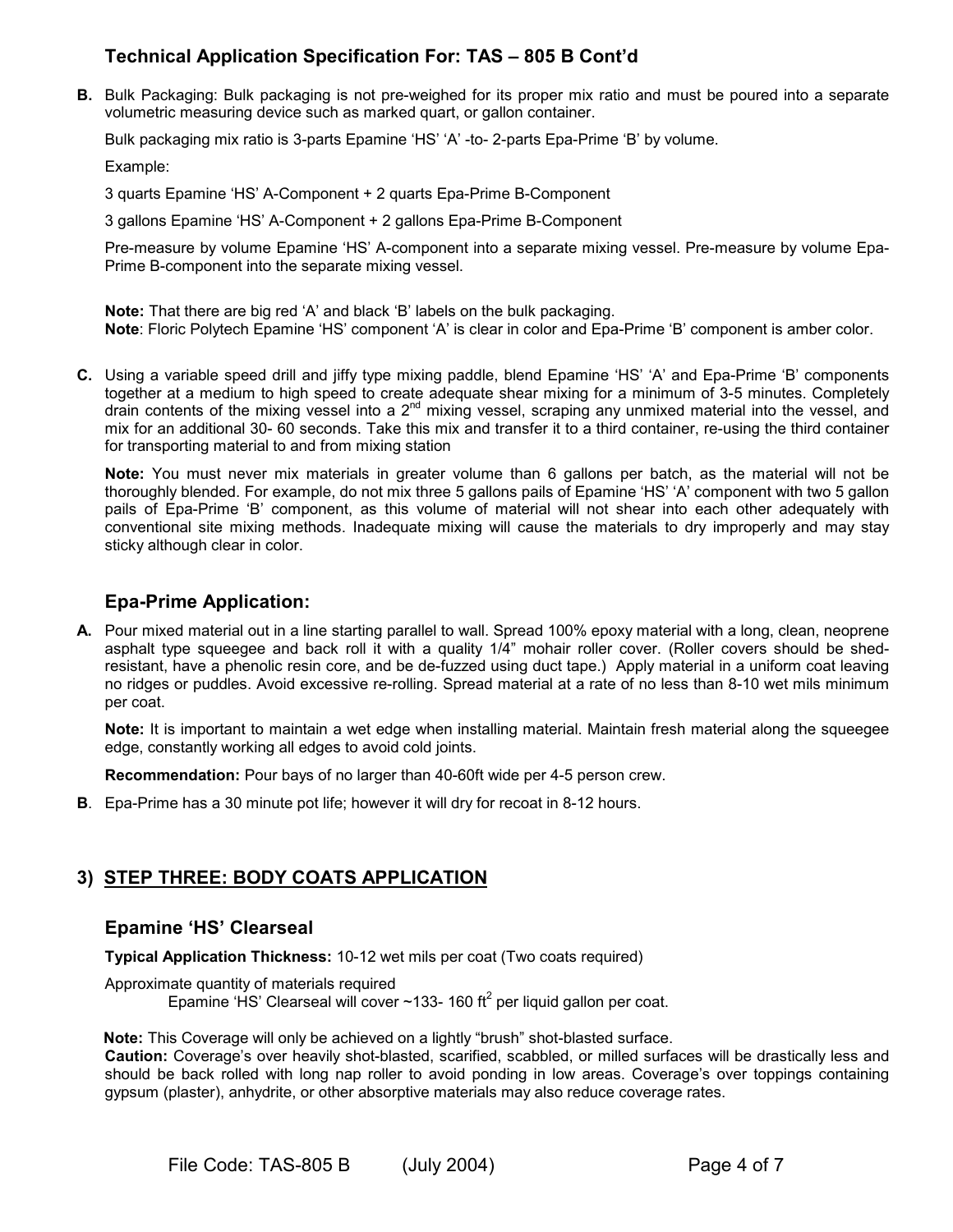## Technical Application Specification For: TAS – 805 B Cont'd

**B.** Bulk Packaging: Bulk packaging is not pre-weighed for its proper mix ratio and must be poured into a separate volumetric measuring device such as marked quart, or gallon container.

Bulk packaging mix ratio is 3-parts Epamine 'HS' 'A' -to- 2-parts Epa-Prime 'B' by volume.

Example:

3 quarts Epamine 'HS' A-Component + 2 quarts Epa-Prime B-Component

3 gallons Epamine 'HS' A-Component + 2 gallons Epa-Prime B-Component

Pre-measure by volume Epamine 'HS' A-component into a separate mixing vessel. Pre-measure by volume Epa-Prime B-component into the separate mixing vessel.

**Note:** That there are big red 'A' and black 'B' labels on the bulk packaging.
**Note**: Floric Polytech Epamine 'HS' component 'A' is clear in color and Epa-Prime 'B' component is amber color.

**C.** Using a variable speed drill and jiffy type mixing paddle, blend Epamine 'HS' 'A' and Epa-Prime 'B' components together at a medium to high speed to create adequate shear mixing for a minimum of 3-5 minutes. Completely drain contents of the mixing vessel into a 2nd mixing vessel, scraping any unmixed material into the vessel, and mix for an additional 30- 60 seconds. Take this mix and transfer it to a third container, re-using the third container for transporting material to and from mixing station

**Note:** You must never mix materials in greater volume than 6 gallons per batch, as the material will not be thoroughly blended. For example, do not mix three 5 gallons pails of Epamine 'HS' 'A' component with two 5 gallon pails of Epa-Prime 'B' component, as this volume of material will not shear into each other adequately with conventional site mixing methods. Inadequate mixing will cause the materials to dry improperly and may stay sticky although clear in color.

### Epa-Prime Application:

**A.** Pour mixed material out in a line starting parallel to wall. Spread 100% epoxy material with a long, clean, neoprene asphalt type squeegee and back roll it with a quality 1/4" mohair roller cover. (Roller covers should be shed-resistant, have a phenolic resin core, and be de-fuzzed using duct tape.) Apply material in a uniform coat leaving no ridges or puddles. Avoid excessive re-rolling. Spread material at a rate of no less than 8-10 wet mils minimum per coat.

**Note:** It is important to maintain a wet edge when installing material. Maintain fresh material along the squeegee edge, constantly working all edges to avoid cold joints.

**Recommendation:** Pour bays of no larger than 40-60ft wide per 4-5 person crew.

**B**. Epa-Prime has a 30 minute pot life; however it will dry for recoat in 8-12 hours.

## 3) <u>STEP THREE: BODY COATS APPLICATION</u>

### Epamine 'HS' Clearseal

**Typical Application Thickness:** 10-12 wet mils per coat (Two coats required)

Approximate quantity of materials required
Epamine 'HS' Clearseal will cover ~133- 160 $ft^2$ per liquid gallon per coat.

**Note:** This Coverage will only be achieved on a lightly "brush" shot-blasted surface.
**Caution:** Coverage's over heavily shot-blasted, scarified, scabbled, or milled surfaces will be drastically less and should be back rolled with long nap roller to avoid ponding in low areas. Coverage's over toppings containing gypsum (plaster), anhydrite, or other absorptive materials may also reduce coverage rates.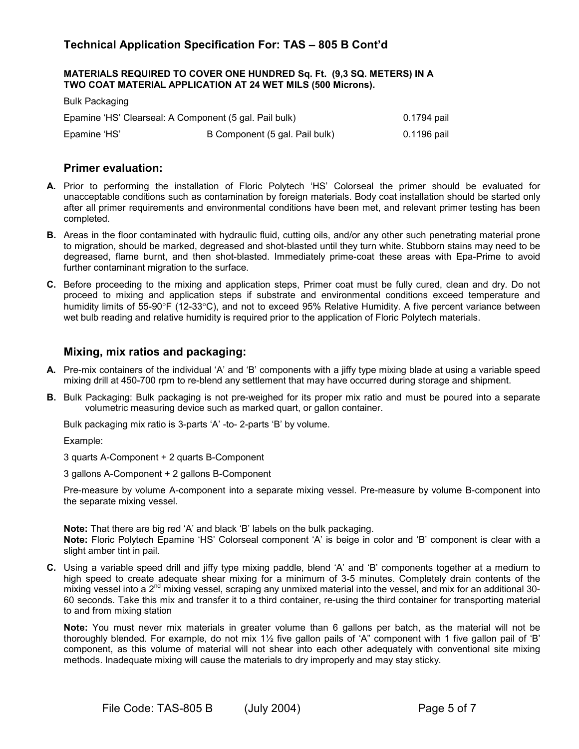## Technical Application Specification For: TAS – 805 B Cont'd

**MATERIALS REQUIRED TO COVER ONE HUNDRED Sq. Ft. (9,3 SQ. METERS) IN A TWO COAT MATERIAL APPLICATION AT 24 WET MILS (500 Microns).**

Bulk Packaging

| | | |
|---|---|---|
| Epamine 'HS' Clearseal: A Component (5 gal. Pail bulk) | | 0.1794 pail |
| Epamine 'HS' | B Component (5 gal. Pail bulk) | 0.1196 pail |

### Primer evaluation:

**A.** Prior to performing the installation of Floric Polytech 'HS' Colorseal the primer should be evaluated for unacceptable conditions such as contamination by foreign materials. Body coat installation should be started only after all primer requirements and environmental conditions have been met, and relevant primer testing has been completed.

**B.** Areas in the floor contaminated with hydraulic fluid, cutting oils, and/or any other such penetrating material prone to migration, should be marked, degreased and shot-blasted until they turn white. Stubborn stains may need to be degreased, flame burnt, and then shot-blasted. Immediately prime-coat these areas with Epa-Prime to avoid further contaminant migration to the surface.

**C.** Before proceeding to the mixing and application steps, Primer coat must be fully cured, clean and dry. Do not proceed to mixing and application steps if substrate and environmental conditions exceed temperature and humidity limits of 55-90°F (12-33°C), and not to exceed 95% Relative Humidity. A five percent variance between wet bulb reading and relative humidity is required prior to the application of Floric Polytech materials.

### Mixing, mix ratios and packaging:

**A.** Pre-mix containers of the individual 'A' and 'B' components with a jiffy type mixing blade at using a variable speed mixing drill at 450-700 rpm to re-blend any settlement that may have occurred during storage and shipment.

**B.** Bulk Packaging: Bulk packaging is not pre-weighed for its proper mix ratio and must be poured into a separate volumetric measuring device such as marked quart, or gallon container.

Bulk packaging mix ratio is 3-parts 'A' -to- 2-parts 'B' by volume.

Example:

3 quarts A-Component + 2 quarts B-Component

3 gallons A-Component + 2 gallons B-Component

Pre-measure by volume A-component into a separate mixing vessel. Pre-measure by volume B-component into the separate mixing vessel.

**Note:** That there are big red 'A' and black 'B' labels on the bulk packaging.
**Note:** Floric Polytech Epamine 'HS' Colorseal component 'A' is beige in color and 'B' component is clear with a slight amber tint in pail.

**C.** Using a variable speed drill and jiffy type mixing paddle, blend 'A' and 'B' components together at a medium to high speed to create adequate shear mixing for a minimum of 3-5 minutes. Completely drain contents of the mixing vessel into a 2nd mixing vessel, scraping any unmixed material into the vessel, and mix for an additional 30-60 seconds. Take this mix and transfer it to a third container, re-using the third container for transporting material to and from mixing station

**Note:** You must never mix materials in greater volume than 6 gallons per batch, as the material will not be thoroughly blended. For example, do not mix 1½ five gallon pails of 'A" component with 1 five gallon pail of 'B' component, as this volume of material will not shear into each other adequately with conventional site mixing methods. Inadequate mixing will cause the materials to dry improperly and may stay sticky.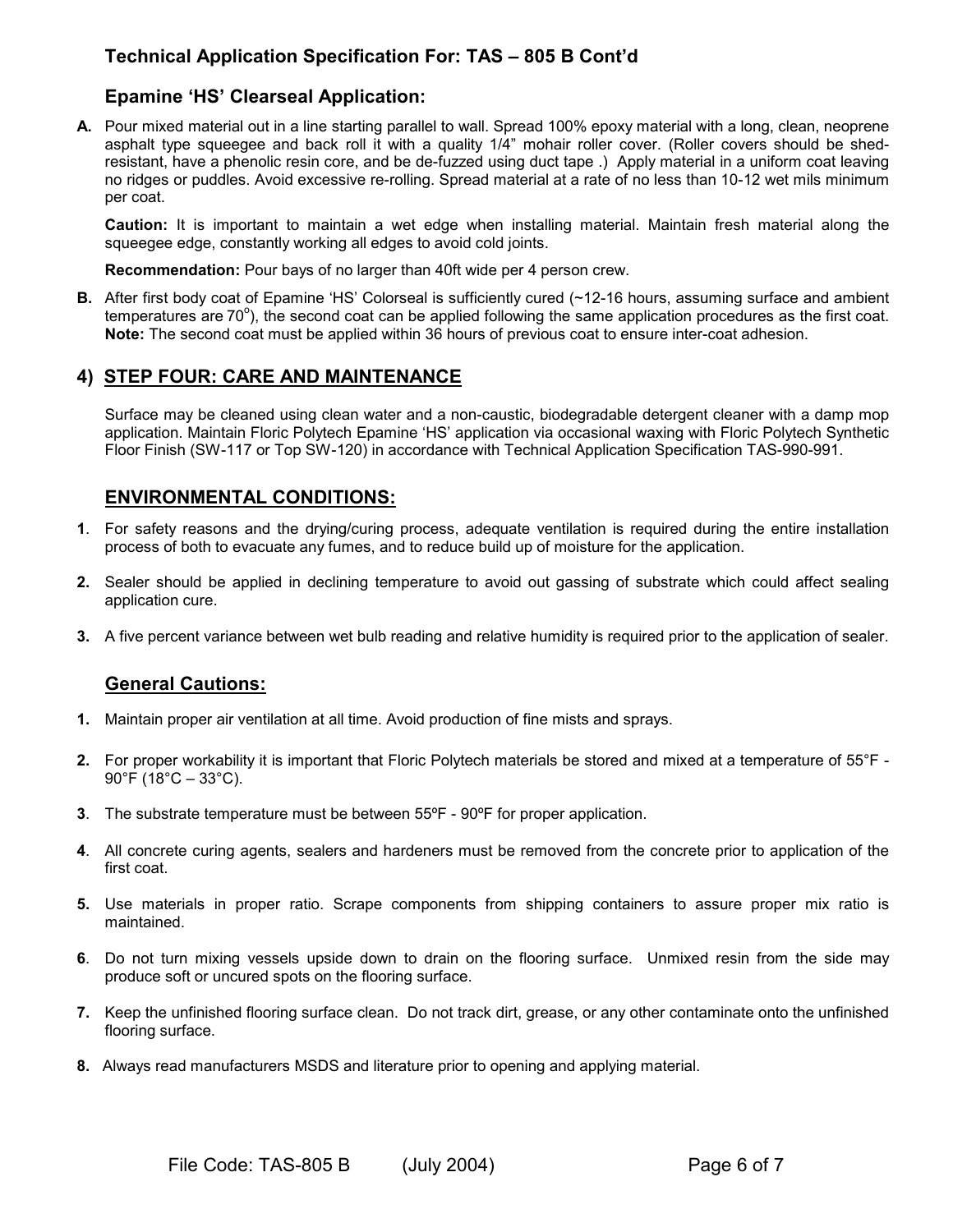## Technical Application Specification For: TAS – 805 B Cont'd

### Epamine 'HS' Clearseal Application:

**A.** Pour mixed material out in a line starting parallel to wall. Spread 100% epoxy material with a long, clean, neoprene asphalt type squeegee and back roll it with a quality 1/4" mohair roller cover. (Roller covers should be shed-resistant, have a phenolic resin core, and be de-fuzzed using duct tape .) Apply material in a uniform coat leaving no ridges or puddles. Avoid excessive re-rolling. Spread material at a rate of no less than 10-12 wet mils minimum per coat.

**Caution:** It is important to maintain a wet edge when installing material. Maintain fresh material along the squeegee edge, constantly working all edges to avoid cold joints.

**Recommendation:** Pour bays of no larger than 40ft wide per 4 person crew.

**B.** After first body coat of Epamine 'HS' Colorseal is sufficiently cured (~12-16 hours, assuming surface and ambient temperatures are 70°), the second coat can be applied following the same application procedures as the first coat. **Note:** The second coat must be applied within 36 hours of previous coat to ensure inter-coat adhesion.

## 4) STEP FOUR: CARE AND MAINTENANCE

Surface may be cleaned using clean water and a non-caustic, biodegradable detergent cleaner with a damp mop application. Maintain Floric Polytech Epamine 'HS' application via occasional waxing with Floric Polytech Synthetic Floor Finish (SW-117 or Top SW-120) in accordance with Technical Application Specification TAS-990-991.

### ENVIRONMENTAL CONDITIONS:

**1**. For safety reasons and the drying/curing process, adequate ventilation is required during the entire installation process of both to evacuate any fumes, and to reduce build up of moisture for the application.

**2.** Sealer should be applied in declining temperature to avoid out gassing of substrate which could affect sealing application cure.

**3.** A five percent variance between wet bulb reading and relative humidity is required prior to the application of sealer.

### General Cautions:

**1.** Maintain proper air ventilation at all time. Avoid production of fine mists and sprays.

**2.** For proper workability it is important that Floric Polytech materials be stored and mixed at a temperature of 55°F - 90°F (18°C – 33°C).

**3**. The substrate temperature must be between 55ºF - 90ºF for proper application.

**4**. All concrete curing agents, sealers and hardeners must be removed from the concrete prior to application of the first coat.

**5.** Use materials in proper ratio. Scrape components from shipping containers to assure proper mix ratio is maintained.

**6**. Do not turn mixing vessels upside down to drain on the flooring surface. Unmixed resin from the side may produce soft or uncured spots on the flooring surface.

**7.** Keep the unfinished flooring surface clean. Do not track dirt, grease, or any other contaminate onto the unfinished flooring surface.

**8.** Always read manufacturers MSDS and literature prior to opening and applying material.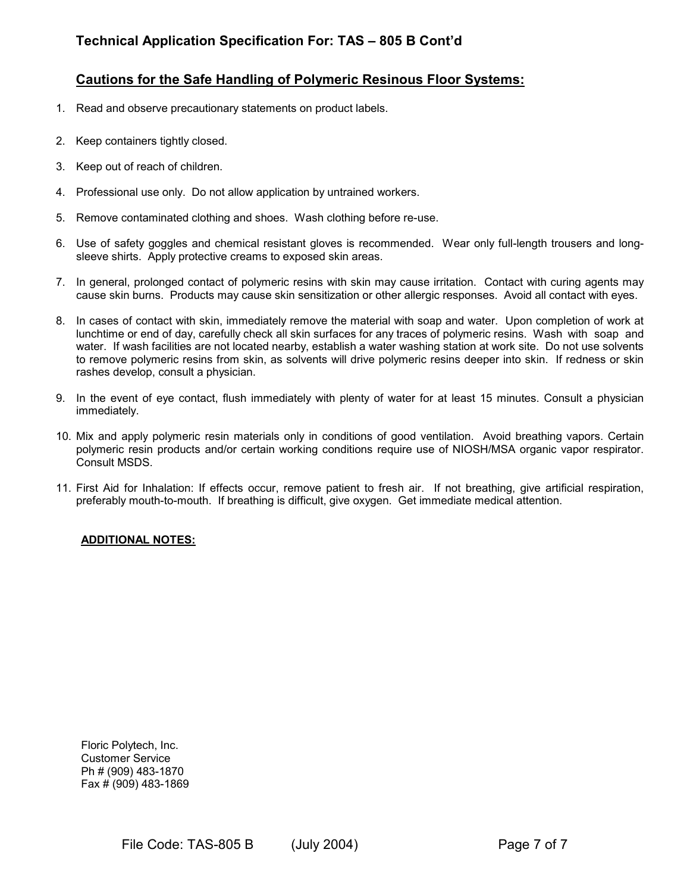## Cautions for the Safe Handling of Polymeric Resinous Floor Systems:

1. Read and observe precautionary statements on product labels.
2. Keep containers tightly closed.
3. Keep out of reach of children.
4. Professional use only. Do not allow application by untrained workers.
5. Remove contaminated clothing and shoes. Wash clothing before re-use.
6. Use of safety goggles and chemical resistant gloves is recommended. Wear only full-length trousers and long-sleeve shirts. Apply protective creams to exposed skin areas.
7. In general, prolonged contact of polymeric resins with skin may cause irritation. Contact with curing agents may cause skin burns. Products may cause skin sensitization or other allergic responses. Avoid all contact with eyes.
8. In cases of contact with skin, immediately remove the material with soap and water. Upon completion of work at lunchtime or end of day, carefully check all skin surfaces for any traces of polymeric resins. Wash with soap and water. If wash facilities are not located nearby, establish a water washing station at work site. Do not use solvents to remove polymeric resins from skin, as solvents will drive polymeric resins deeper into skin. If redness or skin rashes develop, consult a physician.
9. In the event of eye contact, flush immediately with plenty of water for at least 15 minutes. Consult a physician immediately.
10. Mix and apply polymeric resin materials only in conditions of good ventilation. Avoid breathing vapors. Certain polymeric resin products and/or certain working conditions require use of NIOSH/MSA organic vapor respirator. Consult MSDS.
11. First Aid for Inhalation: If effects occur, remove patient to fresh air. If not breathing, give artificial respiration, preferably mouth-to-mouth. If breathing is difficult, give oxygen. Get immediate medical attention.

**ADDITIONAL NOTES:**

Floric Polytech, Inc.
Customer Service
Ph # (909) 483-1870
Fax # (909) 483-1869